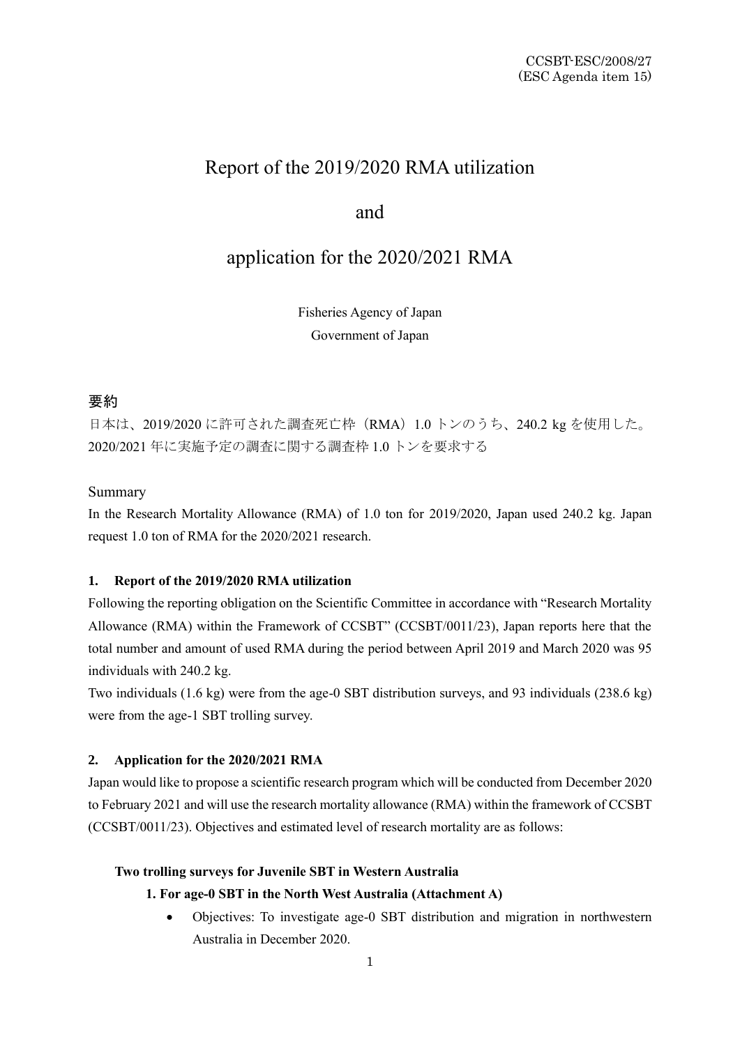CCSBT-ESC/2008/27
(ESC Agenda item 15)

# Report of the 2019/2020 RMA utilization

# and

# application for the 2020/2021 RMA

Fisheries Agency of Japan

Government of Japan

## 要約

日本は、2019/2020 に許可された調査死亡枠（RMA）1.0 トンのうち、240.2 kg を使用した。2020/2021 年に実施予定の調査に関する調査枠 1.0 トンを要求する

## Summary

In the Research Mortality Allowance (RMA) of 1.0 ton for 2019/2020, Japan used 240.2 kg. Japan request 1.0 ton of RMA for the 2020/2021 research.

### 1. Report of the 2019/2020 RMA utilization

Following the reporting obligation on the Scientific Committee in accordance with "Research Mortality Allowance (RMA) within the Framework of CCSBT" (CCSBT/0011/23), Japan reports here that the total number and amount of used RMA during the period between April 2019 and March 2020 was 95 individuals with 240.2 kg.

Two individuals (1.6 kg) were from the age-0 SBT distribution surveys, and 93 individuals (238.6 kg) were from the age-1 SBT trolling survey.

### 2. Application for the 2020/2021 RMA

Japan would like to propose a scientific research program which will be conducted from December 2020 to February 2021 and will use the research mortality allowance (RMA) within the framework of CCSBT (CCSBT/0011/23). Objectives and estimated level of research mortality are as follows:

**Two trolling surveys for Juvenile SBT in Western Australia**

**1. For age-0 SBT in the North West Australia (Attachment A)**

- Objectives: To investigate age-0 SBT distribution and migration in northwestern Australia in December 2020.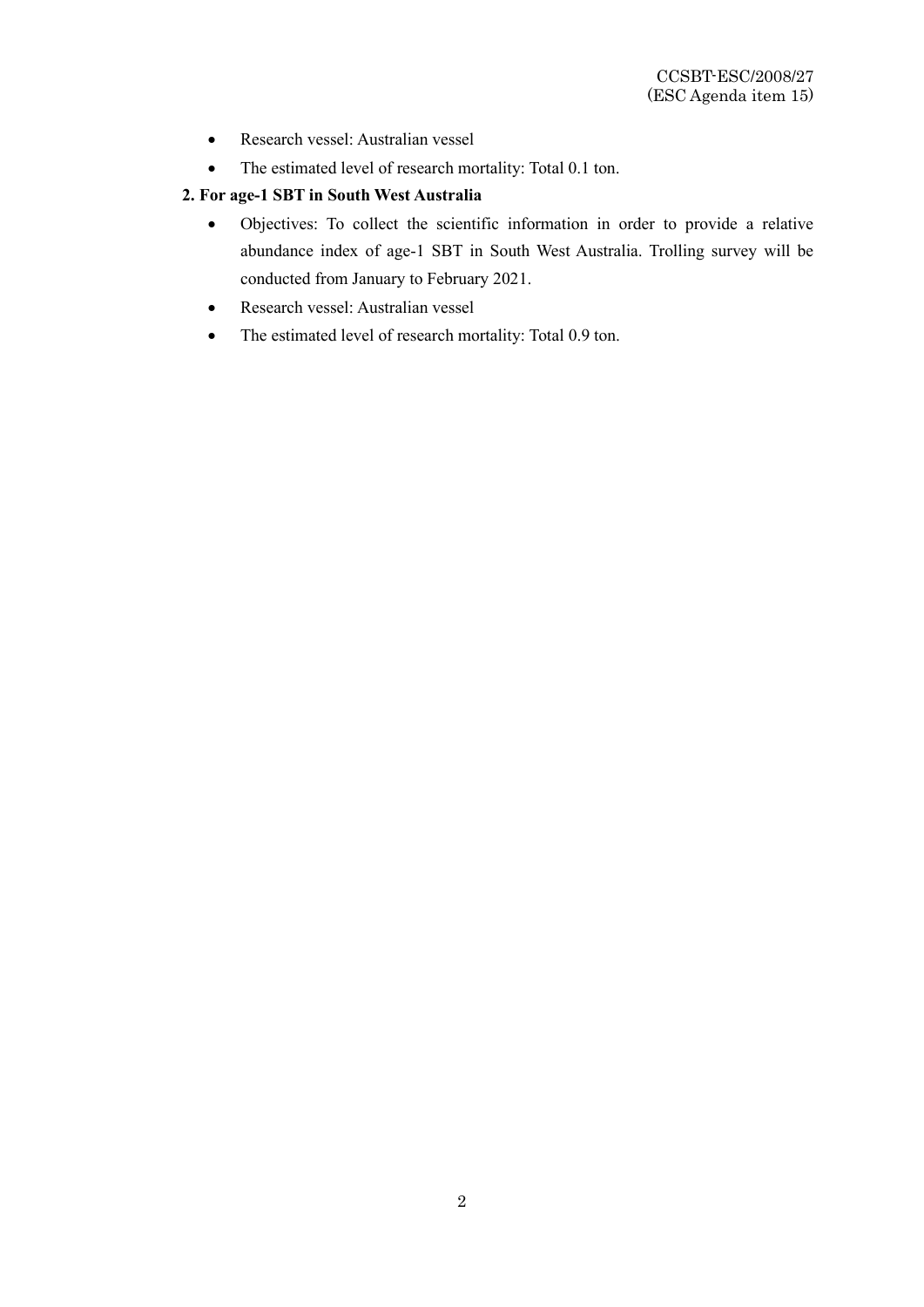- Research vessel: Australian vessel
- The estimated level of research mortality: Total 0.1 ton.

**2. For age-1 SBT in South West Australia**

- Objectives: To collect the scientific information in order to provide a relative abundance index of age-1 SBT in South West Australia. Trolling survey will be conducted from January to February 2021.
- Research vessel: Australian vessel
- The estimated level of research mortality: Total 0.9 ton.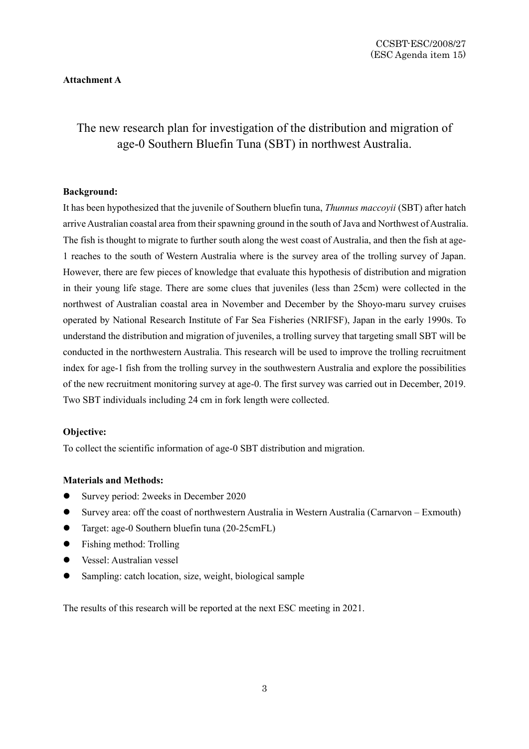**Attachment A**

# The new research plan for investigation of the distribution and migration of age-0 Southern Bluefin Tuna (SBT) in northwest Australia.

**Background:**

It has been hypothesized that the juvenile of Southern bluefin tuna, *Thunnus maccoyii* (SBT) after hatch arrive Australian coastal area from their spawning ground in the south of Java and Northwest of Australia. The fish is thought to migrate to further south along the west coast of Australia, and then the fish at age-1 reaches to the south of Western Australia where is the survey area of the trolling survey of Japan. However, there are few pieces of knowledge that evaluate this hypothesis of distribution and migration in their young life stage. There are some clues that juveniles (less than 25cm) were collected in the northwest of Australian coastal area in November and December by the Shoyo-maru survey cruises operated by National Research Institute of Far Sea Fisheries (NRIFSF), Japan in the early 1990s. To understand the distribution and migration of juveniles, a trolling survey that targeting small SBT will be conducted in the northwestern Australia. This research will be used to improve the trolling recruitment index for age-1 fish from the trolling survey in the southwestern Australia and explore the possibilities of the new recruitment monitoring survey at age-0. The first survey was carried out in December, 2019. Two SBT individuals including 24 cm in fork length were collected.

**Objective:**

To collect the scientific information of age-0 SBT distribution and migration.

**Materials and Methods:**

- Survey period: 2weeks in December 2020
- Survey area: off the coast of northwestern Australia in Western Australia (Carnarvon – Exmouth)
- Target: age-0 Southern bluefin tuna (20-25cmFL)
- Fishing method: Trolling
- Vessel: Australian vessel
- Sampling: catch location, size, weight, biological sample

The results of this research will be reported at the next ESC meeting in 2021.